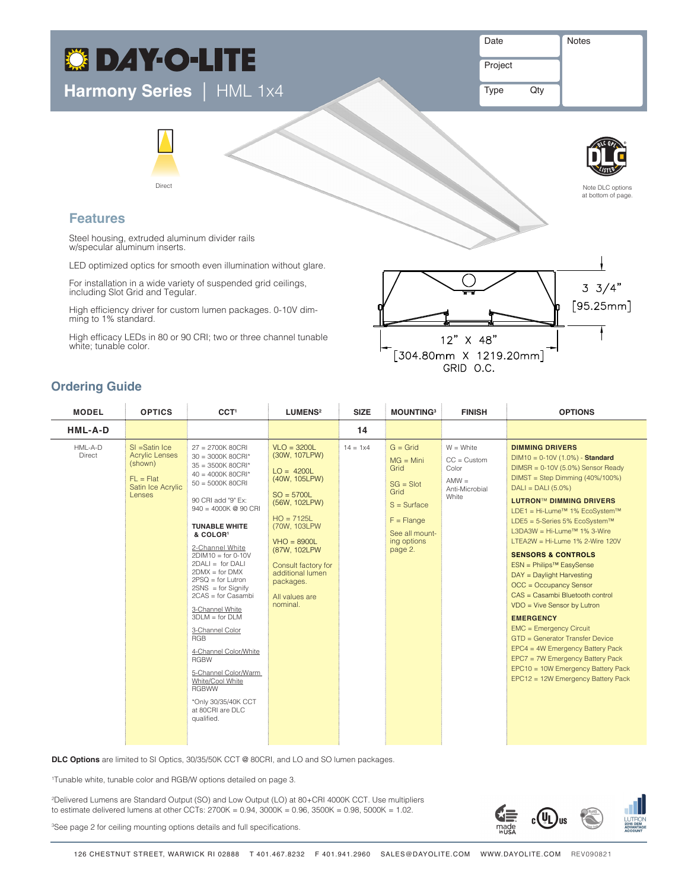# DAY-O-LITE

## Harmony Series | HML 1x4

| Date | Notes |
|---|---|
| Project | |
| Type Qty | |

Direct

Note DLC options at bottom of page.

## Features

Steel housing, extruded aluminum divider rails w/specular aluminum inserts.

LED optimized optics for smooth even illumination without glare.

For installation in a wide variety of suspended grid ceilings, including Slot Grid and Tegular.

High efficiency driver for custom lumen packages. 0-10V dimming to 1% standard.

High efficacy LEDs in 80 or 90 CRI; two or three channel tunable white; tunable color.

3 3/4" [95.25mm]

12" X 48" [304.80mm X 1219.20mm] GRID O.C.

## Ordering Guide

| MODEL | OPTICS | CCT[1] | LUMENS[2] | SIZE | MOUNTING[3] | FINISH | OPTIONS |
|---|---|---|---|---|---|---|---|
| **HML-A-D** | | | | **14** | | | |
| HML-A-D Direct | SI =Satin Ice Acrylic Lenses (shown)<br><br>FL = Flat Satin Ice Acrylic Lenses | 27 = 2700K 80CRI<br>30 = 3000K 80CRI*<br>35 = 3500K 80CRI*<br>40 = 4000K 80CRI*<br>50 = 5000K 80CRI<br><br>90 CRI add "9" Ex: 940 = 4000K @ 90 CRI<br><br>**TUNABLE WHITE & COLOR[1]**<br><br>2-Channel White<br>2DIM10 = for 0-10V<br>2DALI = for DALI<br>2DMX = for DMX<br>2PSQ = for Lutron<br>2SNS = for Signify<br>2CAS = for Casambi<br><br>3-Channel White<br>3DLM = for DLM<br><br>3-Channel Color<br>RGB<br><br>4-Channel Color/White<br>RGBW<br><br>5-Channel Color/Warm White/Cool White<br>RGBWW<br><br>*Only 30/35/40K CCT at 80CRI are DLC qualified. | VLO = 3200L (30W, 107LPW)<br><br>LO = 4200L (40W, 105LPW)<br><br>SO = 5700L (56W, 102LPW)<br><br>HO = 7125L (70W, 103LPW<br><br>VHO = 8900L (87W, 102LPW<br><br>Consult factory for additional lumen packages.<br><br>All values are nominal. | 14 = 1x4 | G = Grid<br><br>MG = Mini Grid<br><br>SG = Slot Grid<br><br>S = Surface<br><br>F = Flange<br><br>See all mounting options page 2. | W = White<br><br>CC = Custom Color<br><br>AMW = Anti-Microbial White | **DIMMING DRIVERS**<br>DIM10 = 0-10V (1.0%) - **Standard**<br>DIMSR = 0-10V (5.0%) Sensor Ready<br>DIMST = Step Dimming (40%/100%)<br>DALI = DALI (5.0%)<br><br>**LUTRON™ DIMMING DRIVERS**<br>LDE1 = Hi-Lume™ 1% EcoSystem™<br>LDE5 = 5-Series 5% EcoSystem™<br>L3DA3W = Hi-Lume™ 1% 3-Wire<br>LTEA2W = Hi-Lume 1% 2-Wire 120V<br><br>**SENSORS & CONTROLS**<br>ESN = Philips™ EasySense<br>DAY = Daylight Harvesting<br>OCC = Occupancy Sensor<br>CAS = Casambi Bluetooth control<br>VDO = Vive Sensor by Lutron<br><br>**EMERGENCY**<br>EMC = Emergency Circuit<br>GTD = Generator Transfer Device<br>EPC4 = 4W Emergency Battery Pack<br>EPC7 = 7W Emergency Battery Pack<br>EPC10 = 10W Emergency Battery Pack<br>EPC12 = 12W Emergency Battery Pack |

**DLC Options** are limited to SI Optics, 30/35/50K CCT @ 80CRI, and LO and SO lumen packages.

[1]Tunable white, tunable color and RGB/W options detailed on page 3.

[2]Delivered Lumens are Standard Output (SO) and Low Output (LO) at 80+CRI 4000K CCT. Use multipliers to estimate delivered lumens at other CCTs: 2700K = 0.94, 3000K = 0.96, 3500K = 0.98, 5000K = 1.02.

[3]See page 2 for ceiling mounting options details and full specifications.

126 CHESTNUT STREET, WARWICK RI 02888 T 401.467.8232 F 401.941.2960 SALES@DAYOLITE.COM WWW.DAYOLITE.COM REV090821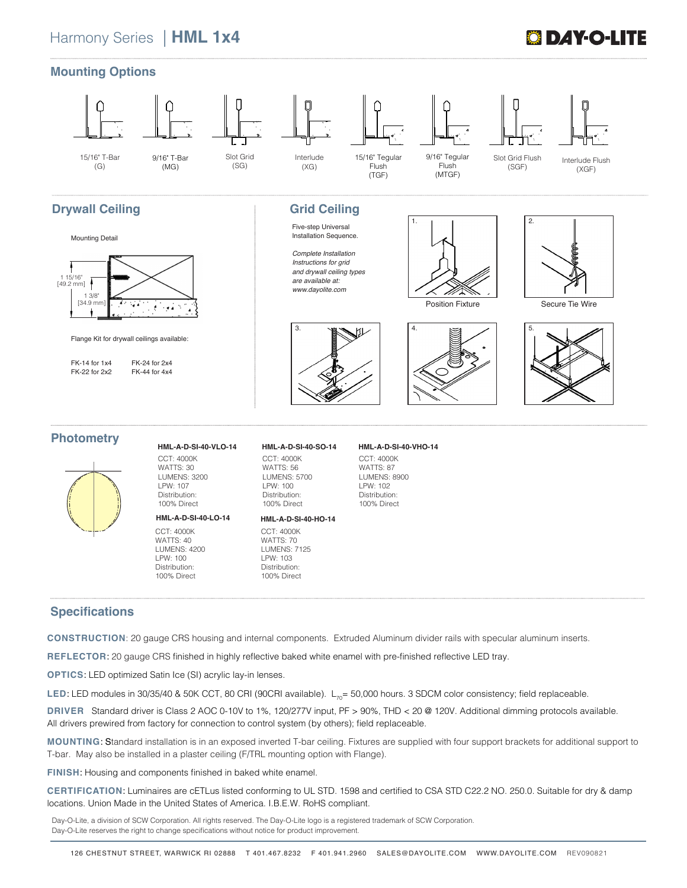# Harmony Series | **HML 1x4**

## Mounting Options

15/16" T-Bar (G)

9/16" T-Bar (MG)

Slot Grid (SG)

Interlude (XG)

15/16" Tegular Flush (TGF)

9/16" Tegular Flush (MTGF)

Slot Grid Flush (SGF)

Interlude Flush (XGF)

## Drywall Ceiling

Mounting Detail

1 15/16" [49.2 mm]

1 3/8" [34.9 mm]

Flange Kit for drywall ceilings available:

FK-14 for 1x4
FK-22 for 2x2
FK-24 for 2x4
FK-44 for 4x4

## Grid Ceiling

Five-step Universal Installation Sequence.

*Complete Installation Instructions for grid and drywall ceiling types are available at: www.dayolite.com*

1. Position Fixture
2. Secure Tie Wire
3.
4.
5.

## Photometry

**HML-A-D-SI-40-VLO-14**
CCT: 4000K
WATTS: 30
LUMENS: 3200
LPW: 107
Distribution: 100% Direct

**HML-A-D-SI-40-LO-14**
CCT: 4000K
WATTS: 40
LUMENS: 4200
LPW: 100
Distribution: 100% Direct

**HML-A-D-SI-40-SO-14**
CCT: 4000K
WATTS: 56
LUMENS: 5700
LPW: 100
Distribution: 100% Direct

**HML-A-D-SI-40-HO-14**
CCT: 4000K
WATTS: 70
LUMENS: 7125
LPW: 103
Distribution: 100% Direct

**HML-A-D-SI-40-VHO-14**
CCT: 4000K
WATTS: 87
LUMENS: 8900
LPW: 102
Distribution: 100% Direct

## Specifications

**CONSTRUCTION**: 20 gauge CRS housing and internal components. Extruded Aluminum divider rails with specular aluminum inserts.

**REFLECTOR:** 20 gauge CRS finished in highly reflective baked white enamel with pre-finished reflective LED tray.

**OPTICS:** LED optimized Satin Ice (SI) acrylic lay-in lenses.

**LED:** LED modules in 30/35/40 & 50K CCT, 80 CRI (90CRI available). $L_{70}$= 50,000 hours. 3 SDCM color consistency; field replaceable.

**DRIVER** Standard driver is Class 2 AOC 0-10V to 1%, 120/277V input, PF > 90%, THD < 20 @ 120V. Additional dimming protocols available. All drivers prewired from factory for connection to control system (by others); field replaceable.

**MOUNTING:** Standard installation is in an exposed inverted T-bar ceiling. Fixtures are supplied with four support brackets for additional support to T-bar. May also be installed in a plaster ceiling (F/TRL mounting option with Flange).

**FINISH:** Housing and components finished in baked white enamel.

**CERTIFICATION:** Luminaires are cETLus listed conforming to UL STD. 1598 and certified to CSA STD C22.2 NO. 250.0. Suitable for dry & damp locations. Union Made in the United States of America. I.B.E.W. RoHS compliant.

Day-O-Lite, a division of SCW Corporation. All rights reserved. The Day-O-Lite logo is a registered trademark of SCW Corporation.
Day-O-Lite reserves the right to change specifications without notice for product improvement.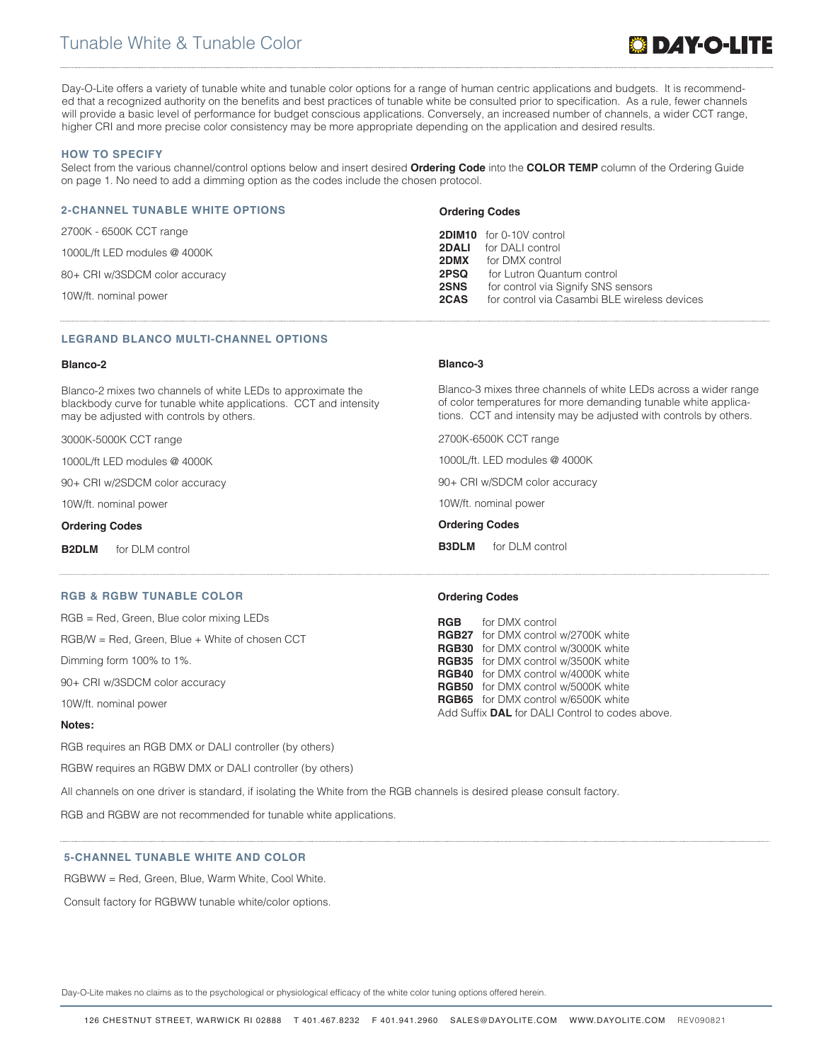# Tunable White & Tunable Color

Day-O-Lite offers a variety of tunable white and tunable color options for a range of human centric applications and budgets. It is recommended that a recognized authority on the benefits and best practices of tunable white be consulted prior to specification. As a rule, fewer channels will provide a basic level of performance for budget conscious applications. Conversely, an increased number of channels, a wider CCT range, higher CRI and more precise color consistency may be more appropriate depending on the application and desired results.

### HOW TO SPECIFY

Select from the various channel/control options below and insert desired **Ordering Code** into the **COLOR TEMP** column of the Ordering Guide on page 1. No need to add a dimming option as the codes include the chosen protocol.

### 2-CHANNEL TUNABLE WHITE OPTIONS

2700K - 6500K CCT range

1000L/ft LED modules @ 4000K

80+ CRI w/3SDCM color accuracy

10W/ft. nominal power

**Ordering Codes**

**2DIM10** for 0-10V control
**2DALI** for DALI control
**2DMX** for DMX control
**2PSQ** for Lutron Quantum control
**2SNS** for control via Signify SNS sensors
**2CAS** for control via Casambi BLE wireless devices

### LEGRAND BLANCO MULTI-CHANNEL OPTIONS

**Blanco-2**

Blanco-2 mixes two channels of white LEDs to approximate the blackbody curve for tunable white applications. CCT and intensity may be adjusted with controls by others.

3000K-5000K CCT range

1000L/ft LED modules @ 4000K

90+ CRI w/2SDCM color accuracy

10W/ft. nominal power

**Ordering Codes**

**B2DLM** for DLM control

**Blanco-3**

Blanco-3 mixes three channels of white LEDs across a wider range of color temperatures for more demanding tunable white applications. CCT and intensity may be adjusted with controls by others.

2700K-6500K CCT range

1000L/ft. LED modules @ 4000K

90+ CRI w/SDCM color accuracy

10W/ft. nominal power

**Ordering Codes**

**B3DLM** for DLM control

### RGB & RGBW TUNABLE COLOR

RGB = Red, Green, Blue color mixing LEDs

RGB/W = Red, Green, Blue + White of chosen CCT

Dimming form 100% to 1%.

90+ CRI w/3SDCM color accuracy

10W/ft. nominal power

**Ordering Codes**

**RGB** for DMX control
**RGB27** for DMX control w/2700K white
**RGB30** for DMX control w/3000K white
**RGB35** for DMX control w/3500K white
**RGB40** for DMX control w/4000K white
**RGB50** for DMX control w/5000K white
**RGB65** for DMX control w/6500K white
Add Suffix **DAL** for DALI Control to codes above.

**Notes:**

RGB requires an RGB DMX or DALI controller (by others)

RGBW requires an RGBW DMX or DALI controller (by others)

All channels on one driver is standard, if isolating the White from the RGB channels is desired please consult factory.

RGB and RGBW are not recommended for tunable white applications.

### 5-CHANNEL TUNABLE WHITE AND COLOR

RGBWW = Red, Green, Blue, Warm White, Cool White.

Consult factory for RGBWW tunable white/color options.

Day-O-Lite makes no claims as to the psychological or physiological efficacy of the white color tuning options offered herein.

126 CHESTNUT STREET, WARWICK RI 02888 T 401.467.8232 F 401.941.2960 SALES@DAYOLITE.COM WWW.DAYOLITE.COM REV090821